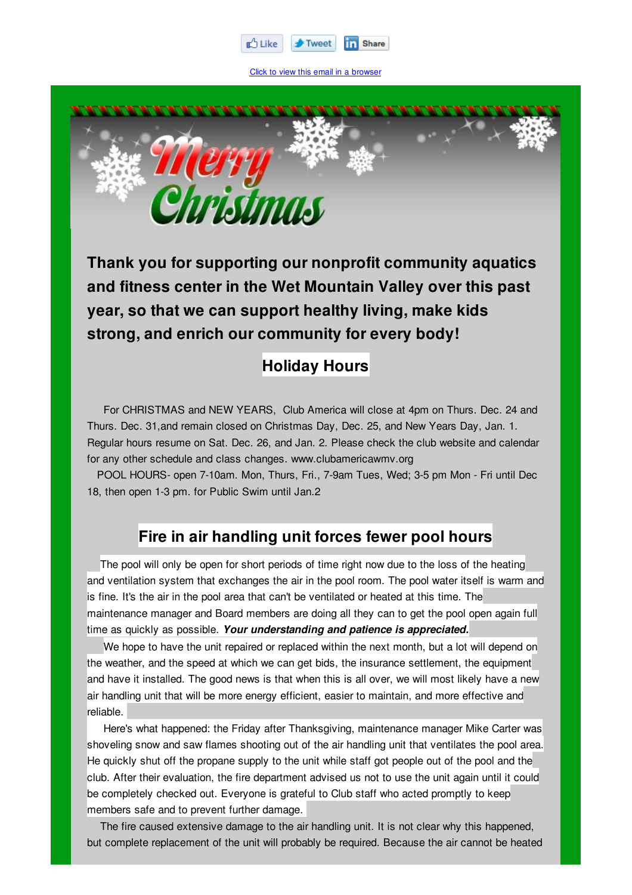Like Tweet Share

Click to view this email in a browser

Merry Christmas

**Thank you for supporting our nonprofit community aquatics and fitness center in the Wet Mountain Valley over this past year, so that we can support healthy living, make kids strong, and enrich our community for every body!**

## Holiday Hours

For CHRISTMAS and NEW YEARS, Club America will close at 4pm on Thurs. Dec. 24 and Thurs. Dec. 31,and remain closed on Christmas Day, Dec. 25, and New Years Day, Jan. 1. Regular hours resume on Sat. Dec. 26, and Jan. 2. Please check the club website and calendar for any other schedule and class changes. www.clubamericawmv.org

POOL HOURS- open 7-10am. Mon, Thurs, Fri., 7-9am Tues, Wed; 3-5 pm Mon - Fri until Dec 18, then open 1-3 pm. for Public Swim until Jan.2

## Fire in air handling unit forces fewer pool hours

The pool will only be open for short periods of time right now due to the loss of the heating and ventilation system that exchanges the air in the pool room. The pool water itself is warm and is fine. It's the air in the pool area that can't be ventilated or heated at this time. The maintenance manager and Board members are doing all they can to get the pool open again full time as quickly as possible. ***Your understanding and patience is appreciated.***

We hope to have the unit repaired or replaced within the next month, but a lot will depend on the weather, and the speed at which we can get bids, the insurance settlement, the equipment and have it installed. The good news is that when this is all over, we will most likely have a new air handling unit that will be more energy efficient, easier to maintain, and more effective and reliable.

Here's what happened: the Friday after Thanksgiving, maintenance manager Mike Carter was shoveling snow and saw flames shooting out of the air handling unit that ventilates the pool area. He quickly shut off the propane supply to the unit while staff got people out of the pool and the club. After their evaluation, the fire department advised us not to use the unit again until it could be completely checked out. Everyone is grateful to Club staff who acted promptly to keep members safe and to prevent further damage.

The fire caused extensive damage to the air handling unit. It is not clear why this happened, but complete replacement of the unit will probably be required. Because the air cannot be heated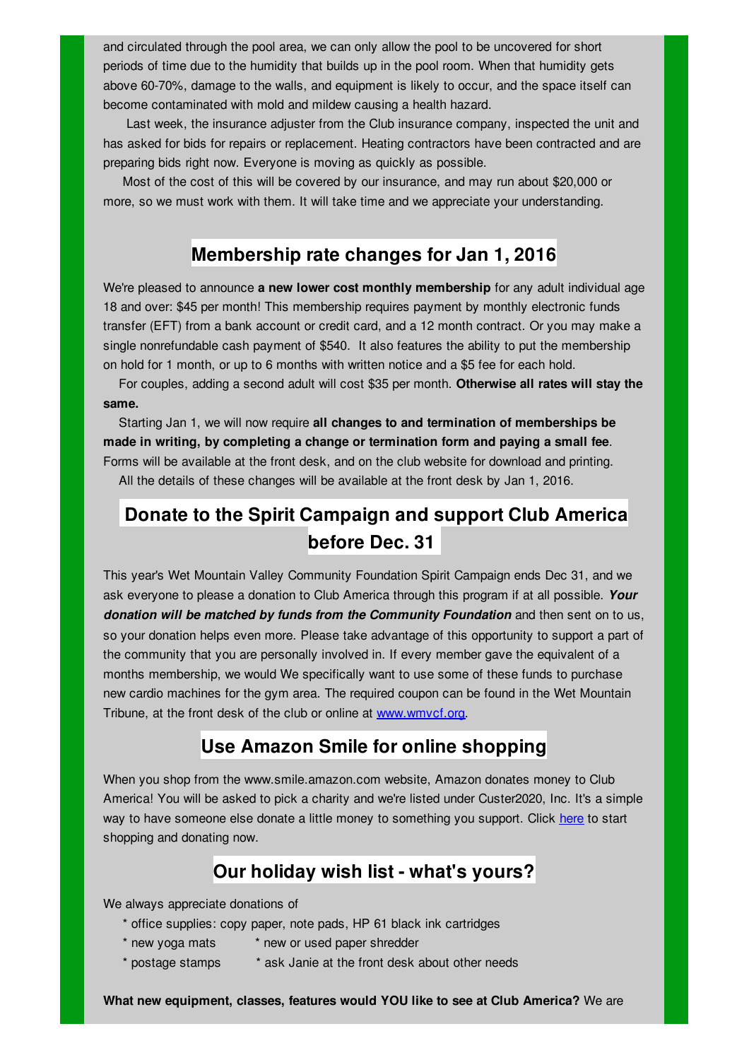and circulated through the pool area, we can only allow the pool to be uncovered for short periods of time due to the humidity that builds up in the pool room. When that humidity gets above 60-70%, damage to the walls, and equipment is likely to occur, and the space itself can become contaminated with mold and mildew causing a health hazard.

Last week, the insurance adjuster from the Club insurance company, inspected the unit and has asked for bids for repairs or replacement. Heating contractors have been contracted and are preparing bids right now. Everyone is moving as quickly as possible.

Most of the cost of this will be covered by our insurance, and may run about $20,000 or more, so we must work with them. It will take time and we appreciate your understanding.

## Membership rate changes for Jan 1, 2016

We're pleased to announce **a new lower cost monthly membership** for any adult individual age 18 and over: $45 per month! This membership requires payment by monthly electronic funds transfer (EFT) from a bank account or credit card, and a 12 month contract. Or you may make a single nonrefundable cash payment of $540. It also features the ability to put the membership on hold for 1 month, or up to 6 months with written notice and a $5 fee for each hold.

For couples, adding a second adult will cost $35 per month. **Otherwise all rates will stay the same.**

Starting Jan 1, we will now require **all changes to and termination of memberships be made in writing, by completing a change or termination form and paying a small fee**. Forms will be available at the front desk, and on the club website for download and printing.

All the details of these changes will be available at the front desk by Jan 1, 2016.

## Donate to the Spirit Campaign and support Club America before Dec. 31

This year's Wet Mountain Valley Community Foundation Spirit Campaign ends Dec 31, and we ask everyone to please a donation to Club America through this program if at all possible. ***Your donation will be matched by funds from the Community Foundation*** and then sent on to us, so your donation helps even more. Please take advantage of this opportunity to support a part of the community that you are personally involved in. If every member gave the equivalent of a months membership, we would We specifically want to use some of these funds to purchase new cardio machines for the gym area. The required coupon can be found in the Wet Mountain Tribune, at the front desk of the club or online at [www.wmvcf.org](www.wmvcf.org).

## Use Amazon Smile for online shopping

When you shop from the www.smile.amazon.com website, Amazon donates money to Club America! You will be asked to pick a charity and we're listed under Custer2020, Inc. It's a simple way to have someone else donate a little money to something you support. Click [here]() to start shopping and donating now.

## Our holiday wish list - what's yours?

We always appreciate donations of

- office supplies: copy paper, note pads, HP 61 black ink cartridges
- new yoga mats
- new or used paper shredder
- postage stamps
- ask Janie at the front desk about other needs

**What new equipment, classes, features would YOU like to see at Club America?** We are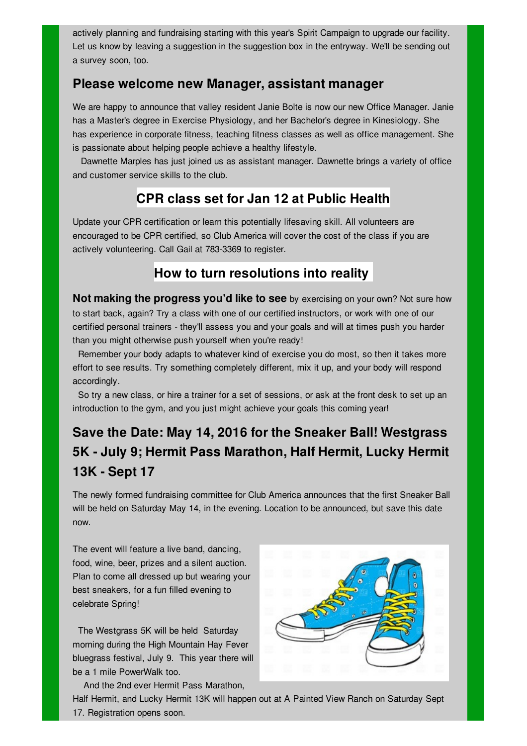actively planning and fundraising starting with this year's Spirit Campaign to upgrade our facility. Let us know by leaving a suggestion in the suggestion box in the entryway. We'll be sending out a survey soon, too.

## Please welcome new Manager, assistant manager

We are happy to announce that valley resident Janie Bolte is now our new Office Manager. Janie has a Master's degree in Exercise Physiology, and her Bachelor's degree in Kinesiology. She has experience in corporate fitness, teaching fitness classes as well as office management. She is passionate about helping people achieve a healthy lifestyle.

Dawnette Marples has just joined us as assistant manager. Dawnette brings a variety of office and customer service skills to the club.

## CPR class set for Jan 12 at Public Health

Update your CPR certification or learn this potentially lifesaving skill. All volunteers are encouraged to be CPR certified, so Club America will cover the cost of the class if you are actively volunteering. Call Gail at 783-3369 to register.

## How to turn resolutions into reality

**Not making the progress you'd like to see** by exercising on your own? Not sure how to start back, again? Try a class with one of our certified instructors, or work with one of our certified personal trainers - they'll assess you and your goals and will at times push you harder than you might otherwise push yourself when you're ready!

Remember your body adapts to whatever kind of exercise you do most, so then it takes more effort to see results. Try something completely different, mix it up, and your body will respond accordingly.

So try a new class, or hire a trainer for a set of sessions, or ask at the front desk to set up an introduction to the gym, and you just might achieve your goals this coming year!

## Save the Date: May 14, 2016 for the Sneaker Ball! Westgrass 5K - July 9; Hermit Pass Marathon, Half Hermit, Lucky Hermit 13K - Sept 17

The newly formed fundraising committee for Club America announces that the first Sneaker Ball will be held on Saturday May 14, in the evening. Location to be announced, but save this date now.

The event will feature a live band, dancing, food, wine, beer, prizes and a silent auction. Plan to come all dressed up but wearing your best sneakers, for a fun filled evening to celebrate Spring!

The Westgrass 5K will be held Saturday morning during the High Mountain Hay Fever bluegrass festival, July 9. This year there will be a 1 mile PowerWalk too.

And the 2nd ever Hermit Pass Marathon, Half Hermit, and Lucky Hermit 13K will happen out at A Painted View Ranch on Saturday Sept 17. Registration opens soon.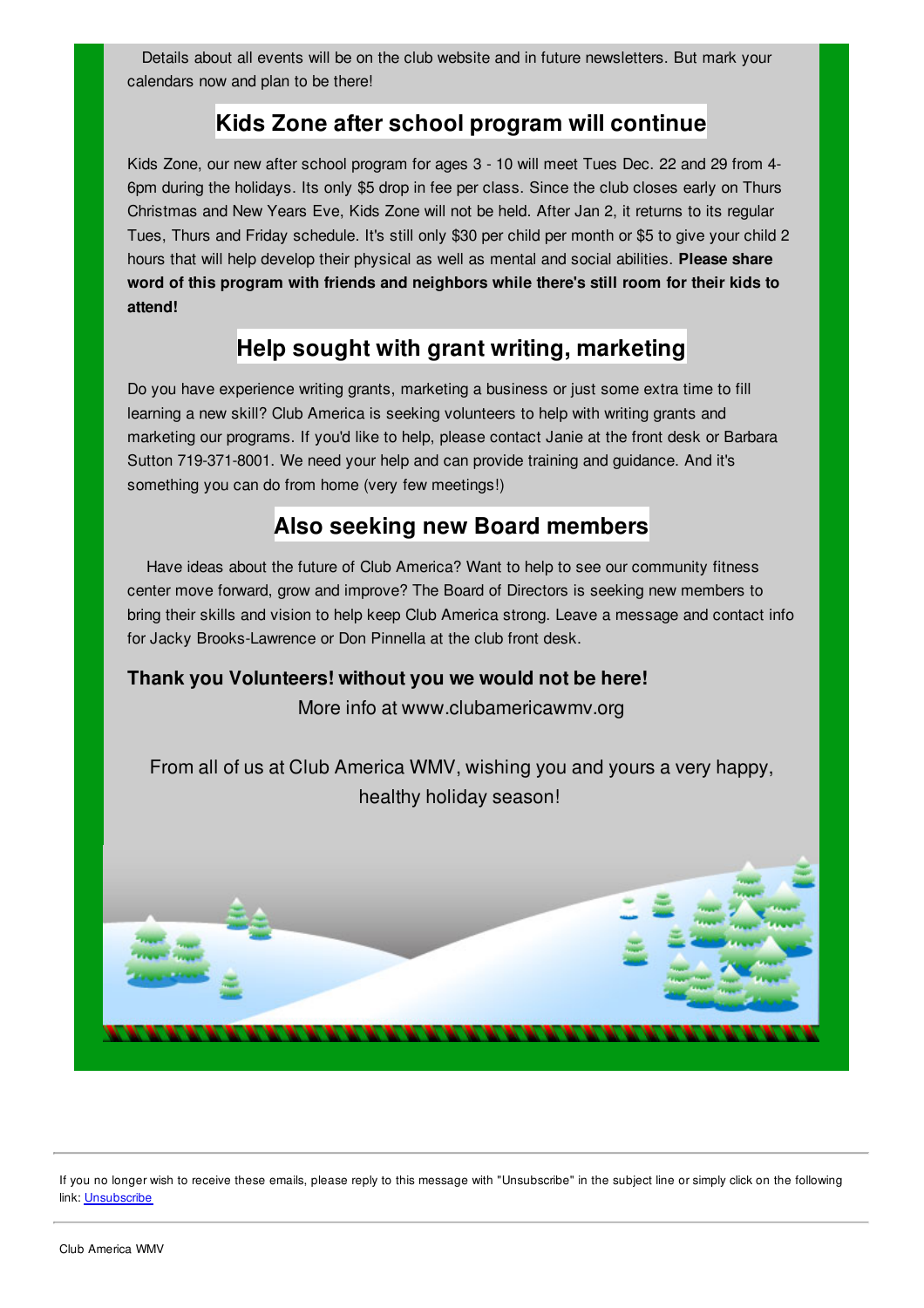Details about all events will be on the club website and in future newsletters. But mark your calendars now and plan to be there!

## Kids Zone after school program will continue

Kids Zone, our new after school program for ages 3 - 10 will meet Tues Dec. 22 and 29 from 4-6pm during the holidays. Its only $5 drop in fee per class. Since the club closes early on Thurs Christmas and New Years Eve, Kids Zone will not be held. After Jan 2, it returns to its regular Tues, Thurs and Friday schedule. It's still only $30 per child per month or $5 to give your child 2 hours that will help develop their physical as well as mental and social abilities. **Please share word of this program with friends and neighbors while there's still room for their kids to attend!**

## Help sought with grant writing, marketing

Do you have experience writing grants, marketing a business or just some extra time to fill learning a new skill? Club America is seeking volunteers to help with writing grants and marketing our programs. If you'd like to help, please contact Janie at the front desk or Barbara Sutton 719-371-8001. We need your help and can provide training and guidance. And it's something you can do from home (very few meetings!)

## Also seeking new Board members

Have ideas about the future of Club America? Want to help to see our community fitness center move forward, grow and improve? The Board of Directors is seeking new members to bring their skills and vision to help keep Club America strong. Leave a message and contact info for Jacky Brooks-Lawrence or Don Pinnella at the club front desk.

**Thank you Volunteers! without you we would not be here!**

More info at www.clubamericawmv.org

From all of us at Club America WMV, wishing you and yours a very happy, healthy holiday season!

---

If you no longer wish to receive these emails, please reply to this message with "Unsubscribe" in the subject line or simply click on the following link: Unsubscribe

---

Club America WMV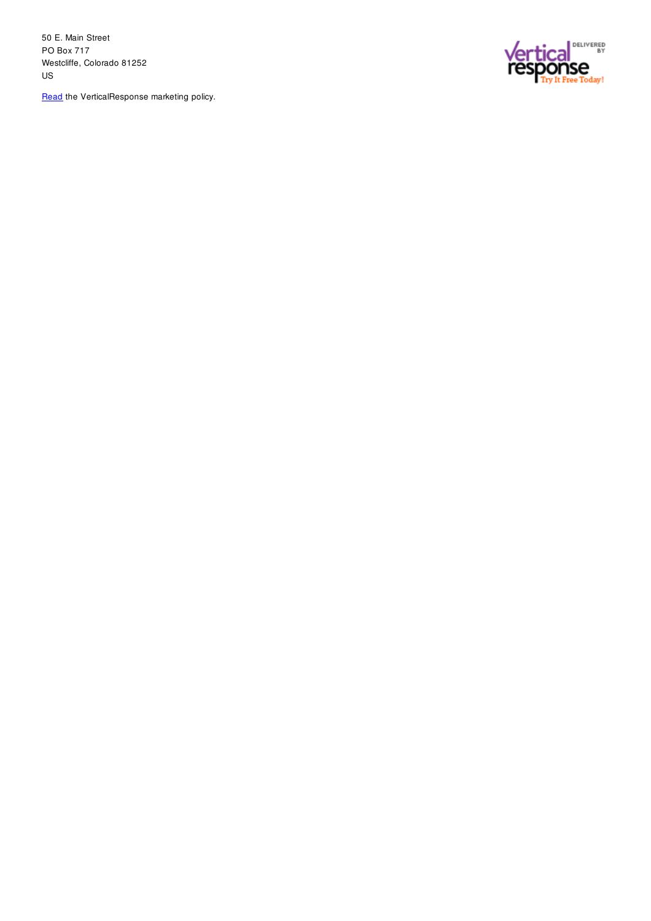50 E. Main Street
PO Box 717
Westcliffe, Colorado 81252
US

Read the VerticalResponse marketing policy.